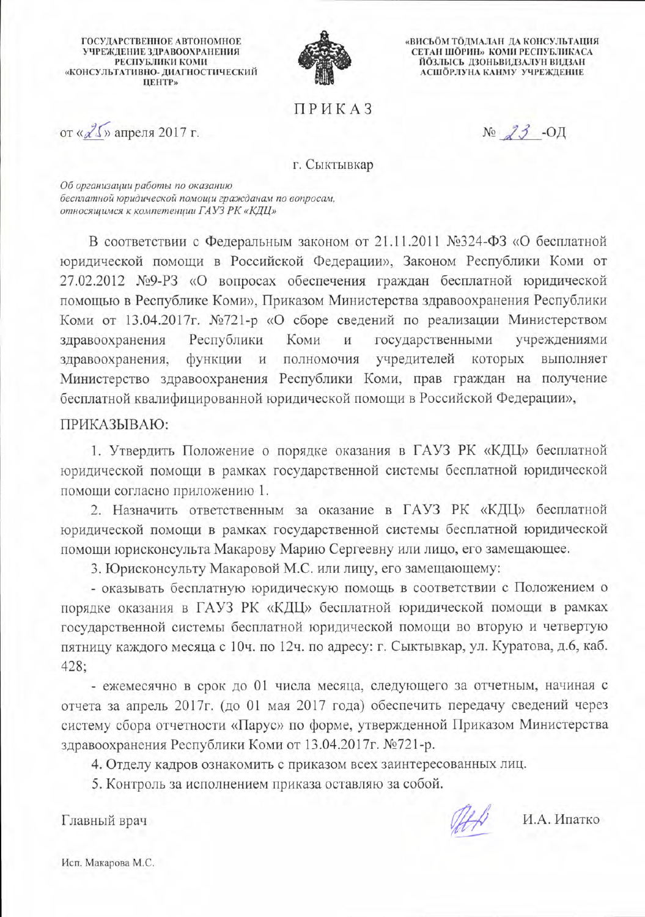ГОСУДАРСТВЕННОЕ АВТОНОМНОЕ УЧРЕЖДЕНИЕ ЗДРАВООХРАНЕНИЯ РЕСПУБЛИКИ КОМИ «КОНСУЛЬТАТИВНО- ДИАГНОСТИЧЕСКИЙ ЦЕНТР»

«ВИСЬÖМ ТÖДМАЛАН ДА КОНСУЛЬТАЦИЯ СЕТАН ШÖРИН» КОМИ РЕСПУБЛИКАСА ЙÖЗЛЫСЬ ДЗОНЬВИДЗАЛУН ВИДЗАН АСШÖРЛУНА КАНМУ УЧРЕЖДЕНИЕ

# ПРИКАЗ

от «25» апреля 2017 г. № 23 -ОД

г. Сыктывкар

*Об организации работы по оказанию бесплатной юридической помощи гражданам по вопросам, относящимся к компетенции ГАУЗ РК «КДЦ»*

В соответствии с Федеральным законом от 21.11.2011 №324-ФЗ «О бесплатной юридической помощи в Российской Федерации», Законом Республики Коми от 27.02.2012 №9-РЗ «О вопросах обеспечения граждан бесплатной юридической помощью в Республике Коми», Приказом Министерства здравоохранения Республики Коми от 13.04.2017г. №721-р «О сборе сведений по реализации Министерством здравоохранения Республики Коми и государственными учреждениями здравоохранения, функции и полномочия учредителей которых выполняет Министерство здравоохранения Республики Коми, прав граждан на получение бесплатной квалифицированной юридической помощи в Российской Федерации»,

ПРИКАЗЫВАЮ:

1. Утвердить Положение о порядке оказания в ГАУЗ РК «КДЦ» бесплатной юридической помощи в рамках государственной системы бесплатной юридической помощи согласно приложению 1.

2. Назначить ответственным за оказание в ГАУЗ РК «КДЦ» бесплатной юридической помощи в рамках государственной системы бесплатной юридической помощи юрисконсульта Макарову Марию Сергеевну или лицо, его замещающее.

3. Юрисконсульту Макаровой М.С. или лицу, его замещающему:

- оказывать бесплатную юридическую помощь в соответствии с Положением о порядке оказания в ГАУЗ РК «КДЦ» бесплатной юридической помощи в рамках государственной системы бесплатной юридической помощи во вторую и четвертую пятницу каждого месяца с 10ч. по 12ч. по адресу: г. Сыктывкар, ул. Куратова, д.6, каб. 428;

- ежемесячно в срок до 01 числа месяца, следующего за отчетным, начиная с отчета за апрель 2017г. (до 01 мая 2017 года) обеспечить передачу сведений через систему сбора отчетности «Парус» по форме, утвержденной Приказом Министерства здравоохранения Республики Коми от 13.04.2017г. №721-р.

4. Отделу кадров ознакомить с приказом всех заинтересованных лиц.

5. Контроль за исполнением приказа оставляю за собой.

Главный врач И.А. Ипатко

Исп. Макарова М.С.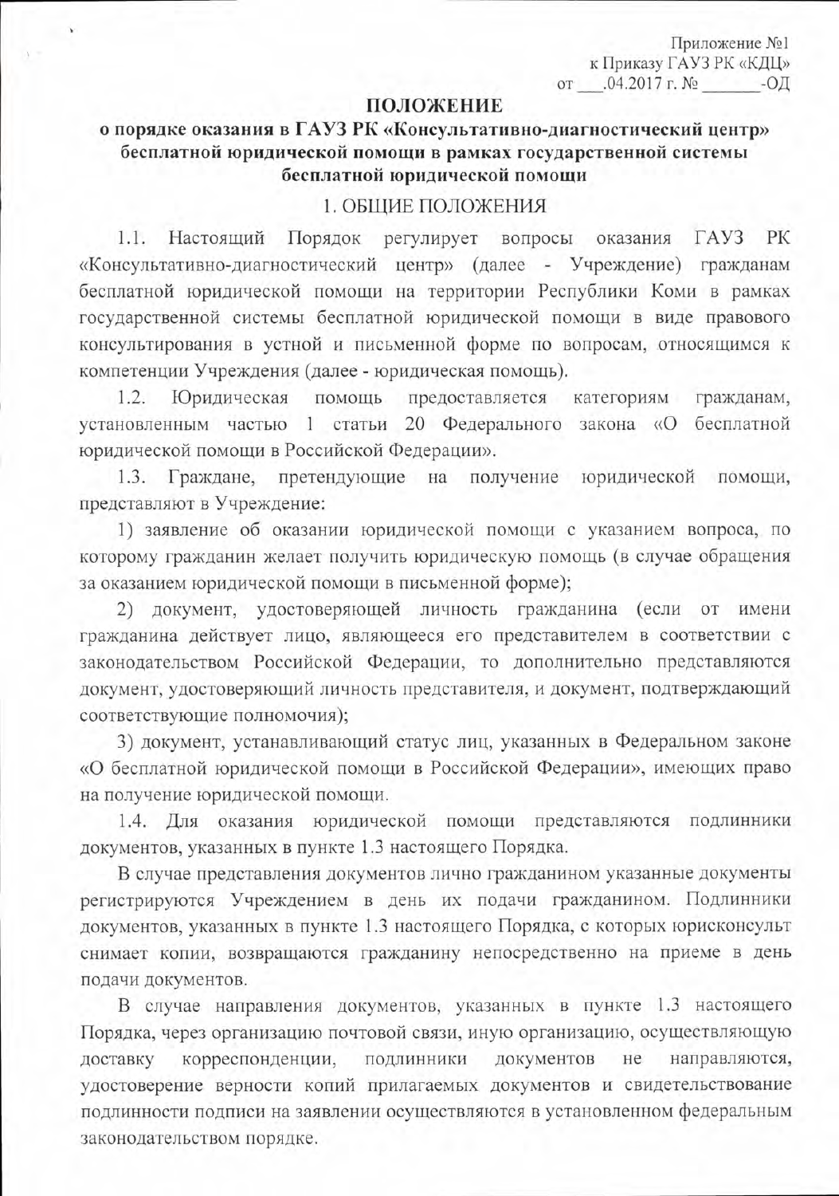Приложение №1
к Приказу ГАУЗ РК «КДЦ»
от ___.04.2017 г. № _______-ОД

# ПОЛОЖЕНИЕ

## о порядке оказания в ГАУЗ РК «Консультативно-диагностический центр» бесплатной юридической помощи в рамках государственной системы бесплатной юридической помощи

### 1. ОБЩИЕ ПОЛОЖЕНИЯ

1.1. Настоящий Порядок регулирует вопросы оказания ГАУЗ РК «Консультативно-диагностический центр» (далее - Учреждение) гражданам бесплатной юридической помощи на территории Республики Коми в рамках государственной системы бесплатной юридической помощи в виде правового консультирования в устной и письменной форме по вопросам, относящимся к компетенции Учреждения (далее - юридическая помощь).

1.2. Юридическая помощь предоставляется категориям гражданам, установленным частью 1 статьи 20 Федерального закона «О бесплатной юридической помощи в Российской Федерации».

1.3. Граждане, претендующие на получение юридической помощи, представляют в Учреждение:

1) заявление об оказании юридической помощи с указанием вопроса, по которому гражданин желает получить юридическую помощь (в случае обращения за оказанием юридической помощи в письменной форме);

2) документ, удостоверяющей личность гражданина (если от имени гражданина действует лицо, являющееся его представителем в соответствии с законодательством Российской Федерации, то дополнительно представляются документ, удостоверяющий личность представителя, и документ, подтверждающий соответствующие полномочия);

3) документ, устанавливающий статус лиц, указанных в Федеральном законе «О бесплатной юридической помощи в Российской Федерации», имеющих право на получение юридической помощи.

1.4. Для оказания юридической помощи представляются подлинники документов, указанных в пункте 1.3 настоящего Порядка.

В случае представления документов лично гражданином указанные документы регистрируются Учреждением в день их подачи гражданином. Подлинники документов, указанных в пункте 1.3 настоящего Порядка, с которых юрисконсульт снимает копии, возвращаются гражданину непосредственно на приеме в день подачи документов.

В случае направления документов, указанных в пункте 1.3 настоящего Порядка, через организацию почтовой связи, иную организацию, осуществляющую доставку корреспонденции, подлинники документов не направляются, удостоверение верности копий прилагаемых документов и свидетельствование подлинности подписи на заявлении осуществляются в установленном федеральным законодательством порядке.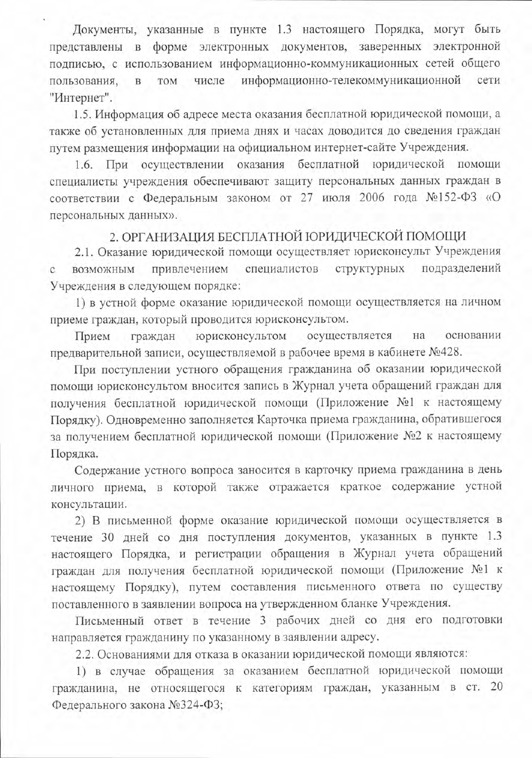Документы, указанные в пункте 1.3 настоящего Порядка, могут быть представлены в форме электронных документов, заверенных электронной подписью, с использованием информационно-коммуникационных сетей общего пользования, в том числе информационно-телекоммуникационной сети "Интернет".

1.5. Информация об адресе места оказания бесплатной юридической помощи, а также об установленных для приема днях и часах доводится до сведения граждан путем размещения информации на официальном интернет-сайте Учреждения.

1.6. При осуществлении оказания бесплатной юридической помощи специалисты учреждения обеспечивают защиту персональных данных граждан в соответствии с Федеральным законом от 27 июля 2006 года №152-ФЗ «О персональных данных».

## 2. ОРГАНИЗАЦИЯ БЕСПЛАТНОЙ ЮРИДИЧЕСКОЙ ПОМОЩИ

2.1. Оказание юридической помощи осуществляет юрисконсульт Учреждения с возможным привлечением специалистов структурных подразделений Учреждения в следующем порядке:

1) в устной форме оказание юридической помощи осуществляется на личном приеме граждан, который проводится юрисконсультом.

Прием граждан юрисконсультом осуществляется на основании предварительной записи, осуществляемой в рабочее время в кабинете №428.

При поступлении устного обращения гражданина об оказании юридической помощи юрисконсультом вносится запись в Журнал учета обращений граждан для получения бесплатной юридической помощи (Приложение №1 к настоящему Порядку). Одновременно заполняется Карточка приема гражданина, обратившегося за получением бесплатной юридической помощи (Приложение №2 к настоящему Порядка.

Содержание устного вопроса заносится в карточку приема гражданина в день личного приема, в которой также отражается краткое содержание устной консультации.

2) В письменной форме оказание юридической помощи осуществляется в течение 30 дней со дня поступления документов, указанных в пункте 1.3 настоящего Порядка, и регистрации обращения в Журнал учета обращений граждан для получения бесплатной юридической помощи (Приложение №1 к настоящему Порядку), путем составления письменного ответа по существу поставленного в заявлении вопроса на утвержденном бланке Учреждения.

Письменный ответ в течение 3 рабочих дней со дня его подготовки направляется гражданину по указанному в заявлении адресу.

2.2. Основаниями для отказа в оказании юридической помощи являются:

1) в случае обращения за оказанием бесплатной юридической помощи гражданина, не относящегося к категориям граждан, указанным в ст. 20 Федерального закона №324-ФЗ;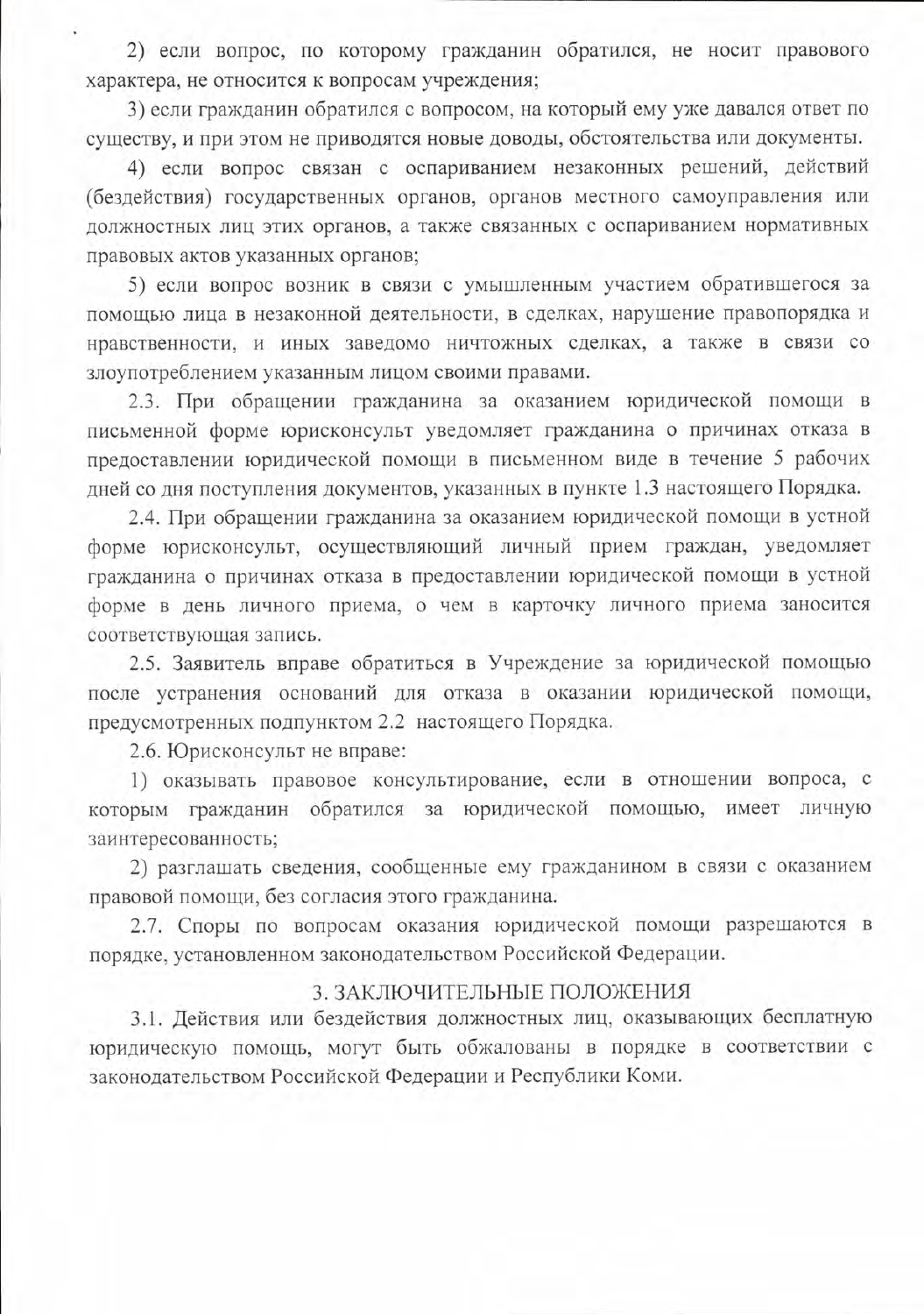2) если вопрос, по которому гражданин обратился, не носит правового характера, не относится к вопросам учреждения;

3) если гражданин обратился с вопросом, на который ему уже давался ответ по существу, и при этом не приводятся новые доводы, обстоятельства или документы.

4) если вопрос связан с оспариванием незаконных решений, действий (бездействия) государственных органов, органов местного самоуправления или должностных лиц этих органов, а также связанных с оспариванием нормативных правовых актов указанных органов;

5) если вопрос возник в связи с умышленным участием обратившегося за помощью лица в незаконной деятельности, в сделках, нарушение правопорядка и нравственности, и иных заведомо ничтожных сделках, а также в связи со злоупотреблением указанным лицом своими правами.

2.3. При обращении гражданина за оказанием юридической помощи в письменной форме юрисконсульт уведомляет гражданина о причинах отказа в предоставлении юридической помощи в письменном виде в течение 5 рабочих дней со дня поступления документов, указанных в пункте 1.3 настоящего Порядка.

2.4. При обращении гражданина за оказанием юридической помощи в устной форме юрисконсульт, осуществляющий личный прием граждан, уведомляет гражданина о причинах отказа в предоставлении юридической помощи в устной форме в день личного приема, о чем в карточку личного приема заносится соответствующая запись.

2.5. Заявитель вправе обратиться в Учреждение за юридической помощью после устранения оснований для отказа в оказании юридической помощи, предусмотренных подпунктом 2.2 настоящего Порядка.

2.6. Юрисконсульт не вправе:

1) оказывать правовое консультирование, если в отношении вопроса, с которым гражданин обратился за юридической помощью, имеет личную заинтересованность;

2) разглашать сведения, сообщенные ему гражданином в связи с оказанием правовой помощи, без согласия этого гражданина.

2.7. Споры по вопросам оказания юридической помощи разрешаются в порядке, установленном законодательством Российской Федерации.

## 3. ЗАКЛЮЧИТЕЛЬНЫЕ ПОЛОЖЕНИЯ

3.1. Действия или бездействия должностных лиц, оказывающих бесплатную юридическую помощь, могут быть обжалованы в порядке в соответствии с законодательством Российской Федерации и Республики Коми.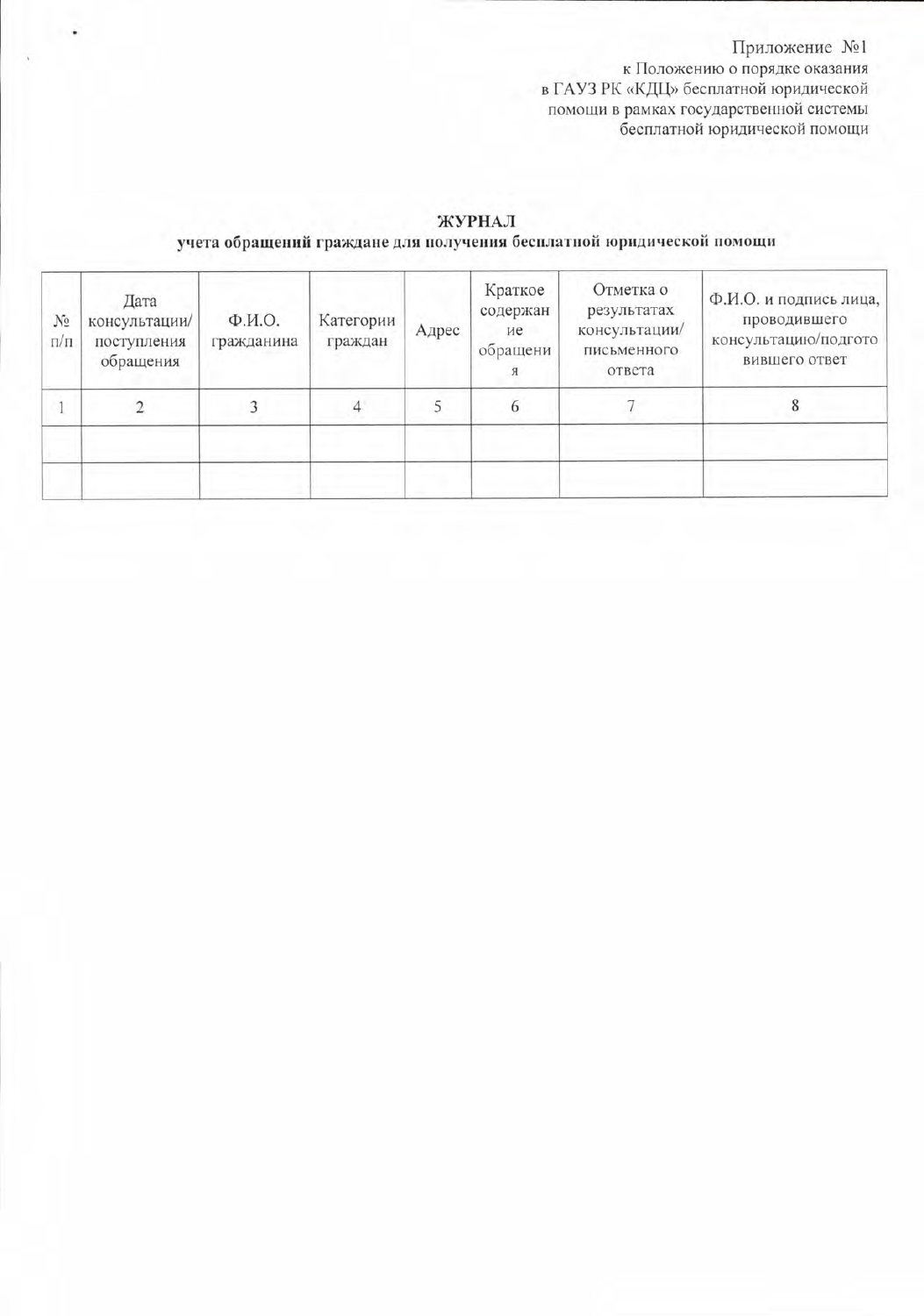Приложение №1
к Положению о порядке оказания
в ГАУЗ РК «КДЦ» бесплатной юридической
помощи в рамках государственной системы
бесплатной юридической помощи

**ЖУРНАЛ**
**учета обращений граждане для получения бесплатной юридической помощи**

| № п/п | Дата консультации/ поступления обращения | Ф.И.О. гражданина | Категории граждан | Адрес | Краткое содержание обращения | Отметка о результатах консультации/ письменного ответа | Ф.И.О. и подпись лица, проводившего консультацию/подготовившего ответ |
|---|---|---|---|---|---|---|---|
| 1 | 2 | 3 | 4 | 5 | 6 | 7 | 8 |
| | | | | | | | |
| | | | | | | | |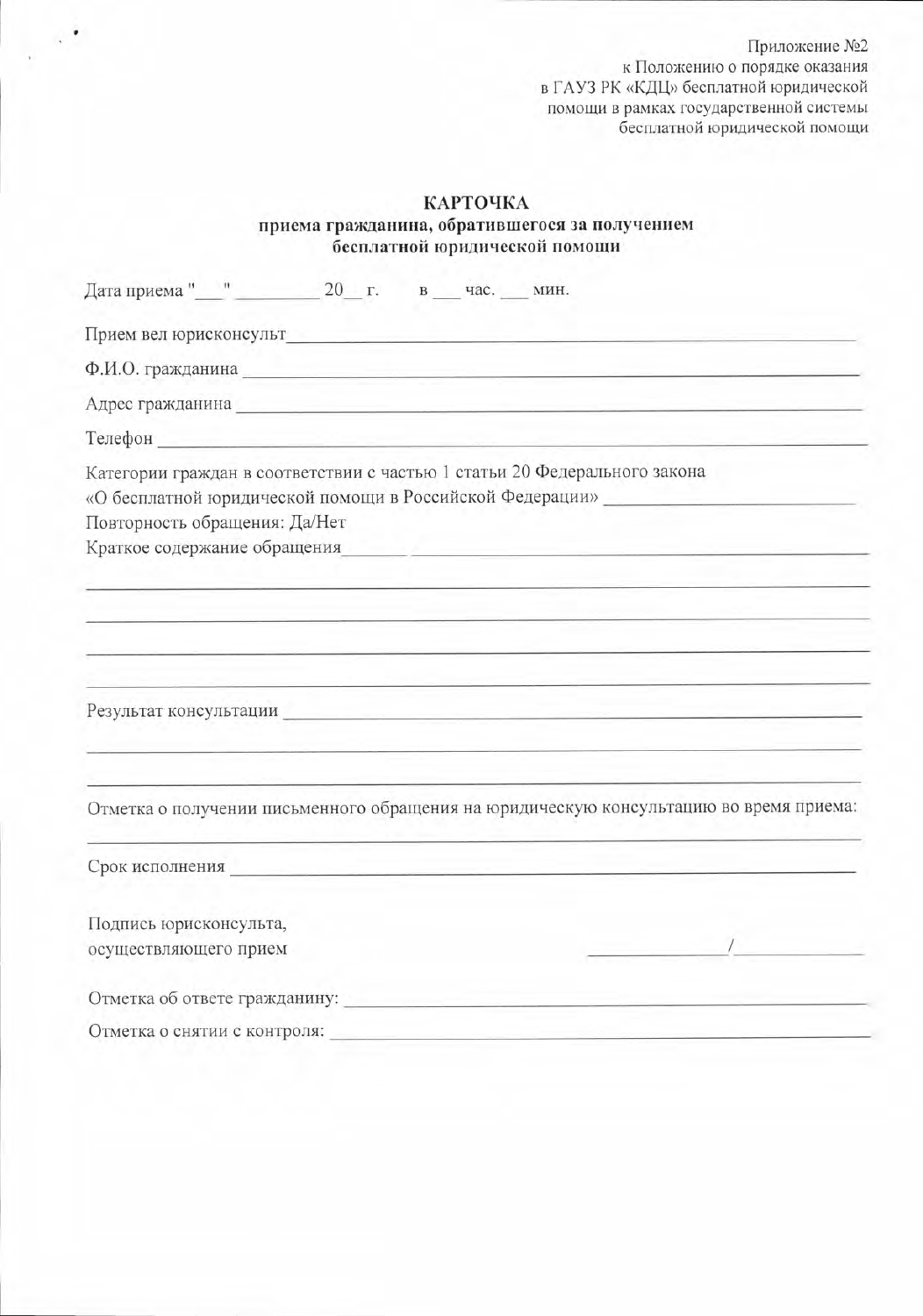Приложение №2
к Положению о порядке оказания
в ГАУЗ РК «КДЦ» бесплатной юридической
помощи в рамках государственной системы
бесплатной юридической помощи

**КАРТОЧКА**
**приема гражданина, обратившегося за получением бесплатной юридической помощи**

Дата приема "___" _________ 20__ г. в ___ час. ___ мин.

Прием вел юрисконсульт ____________________________________________

Ф.И.О. гражданина ____________________________________________

Адрес гражданина ____________________________________________

Телефон ____________________________________________

Категории граждан в соответствии с частью 1 статьи 20 Федерального закона «О бесплатной юридической помощи в Российской Федерации» ____________________

Повторность обращения: Да/Нет

Краткое содержание обращения ____________________________________________

____________________________________________

____________________________________________

____________________________________________

____________________________________________

Результат консультации ____________________________________________

____________________________________________

____________________________________________

Отметка о получении письменного обращения на юридическую консультацию во время приема:

____________________________________________

Срок исполнения ____________________________________________

Подпись юрисконсульта,
осуществляющего прием ______________/______________

Отметка об ответе гражданину: ____________________________________________

Отметка о снятии с контроля: ____________________________________________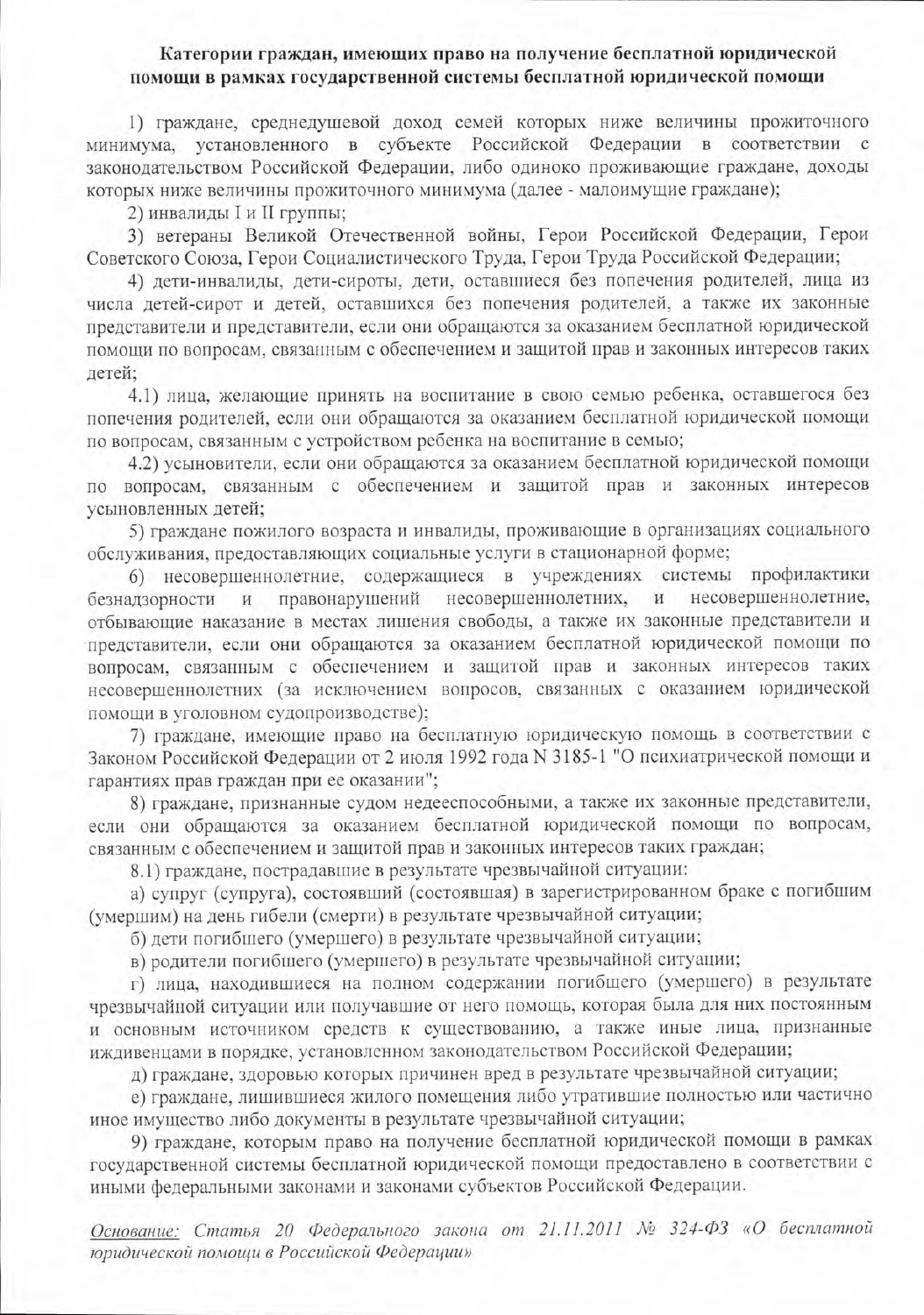**Категории граждан, имеющих право на получение бесплатной юридической помощи в рамках государственной системы бесплатной юридической помощи**

1) граждане, среднедушевой доход семей которых ниже величины прожиточного минимума, установленного в субъекте Российской Федерации в соответствии с законодательством Российской Федерации, либо одиноко проживающие граждане, доходы которых ниже величины прожиточного минимума (далее - малоимущие граждане);

2) инвалиды I и II группы;

3) ветераны Великой Отечественной войны, Герои Российской Федерации, Герои Советского Союза, Герои Социалистического Труда, Герои Труда Российской Федерации;

4) дети-инвалиды, дети-сироты, дети, оставшиеся без попечения родителей, лица из числа детей-сирот и детей, оставшихся без попечения родителей, а также их законные представители и представители, если они обращаются за оказанием бесплатной юридической помощи по вопросам, связанным с обеспечением и защитой прав и законных интересов таких детей;

4.1) лица, желающие принять на воспитание в свою семью ребенка, оставшегося без попечения родителей, если они обращаются за оказанием бесплатной юридической помощи по вопросам, связанным с устройством ребенка на воспитание в семью;

4.2) усыновители, если они обращаются за оказанием бесплатной юридической помощи по вопросам, связанным с обеспечением и защитой прав и законных интересов усыновленных детей;

5) граждане пожилого возраста и инвалиды, проживающие в организациях социального обслуживания, предоставляющих социальные услуги в стационарной форме;

6) несовершеннолетние, содержащиеся в учреждениях системы профилактики безнадзорности и правонарушений несовершеннолетних, и несовершеннолетние, отбывающие наказание в местах лишения свободы, а также их законные представители и представители, если они обращаются за оказанием бесплатной юридической помощи по вопросам, связанным с обеспечением и защитой прав и законных интересов таких несовершеннолетних (за исключением вопросов, связанных с оказанием юридической помощи в уголовном судопроизводстве);

7) граждане, имеющие право на бесплатную юридическую помощь в соответствии с Законом Российской Федерации от 2 июля 1992 года N 3185-1 "О психиатрической помощи и гарантиях прав граждан при ее оказании";

8) граждане, признанные судом недееспособными, а также их законные представители, если они обращаются за оказанием бесплатной юридической помощи по вопросам, связанным с обеспечением и защитой прав и законных интересов таких граждан;

8.1) граждане, пострадавшие в результате чрезвычайной ситуации:

а) супруг (супруга), состоявший (состоявшая) в зарегистрированном браке с погибшим (умершим) на день гибели (смерти) в результате чрезвычайной ситуации;

б) дети погибшего (умершего) в результате чрезвычайной ситуации;

в) родители погибшего (умершего) в результате чрезвычайной ситуации;

г) лица, находившиеся на полном содержании погибшего (умершего) в результате чрезвычайной ситуации или получавшие от него помощь, которая была для них постоянным и основным источником средств к существованию, а также иные лица, признанные иждивенцами в порядке, установленном законодательством Российской Федерации;

д) граждане, здоровью которых причинен вред в результате чрезвычайной ситуации;

е) граждане, лишившиеся жилого помещения либо утратившие полностью или частично иное имущество либо документы в результате чрезвычайной ситуации;

9) граждане, которым право на получение бесплатной юридической помощи в рамках государственной системы бесплатной юридической помощи предоставлено в соответствии с иными федеральными законами и законами субъектов Российской Федерации.

*Основание: Статья 20 Федерального закона от 21.11.2011 № 324-ФЗ «О бесплатной юридической помощи в Российской Федерации»*